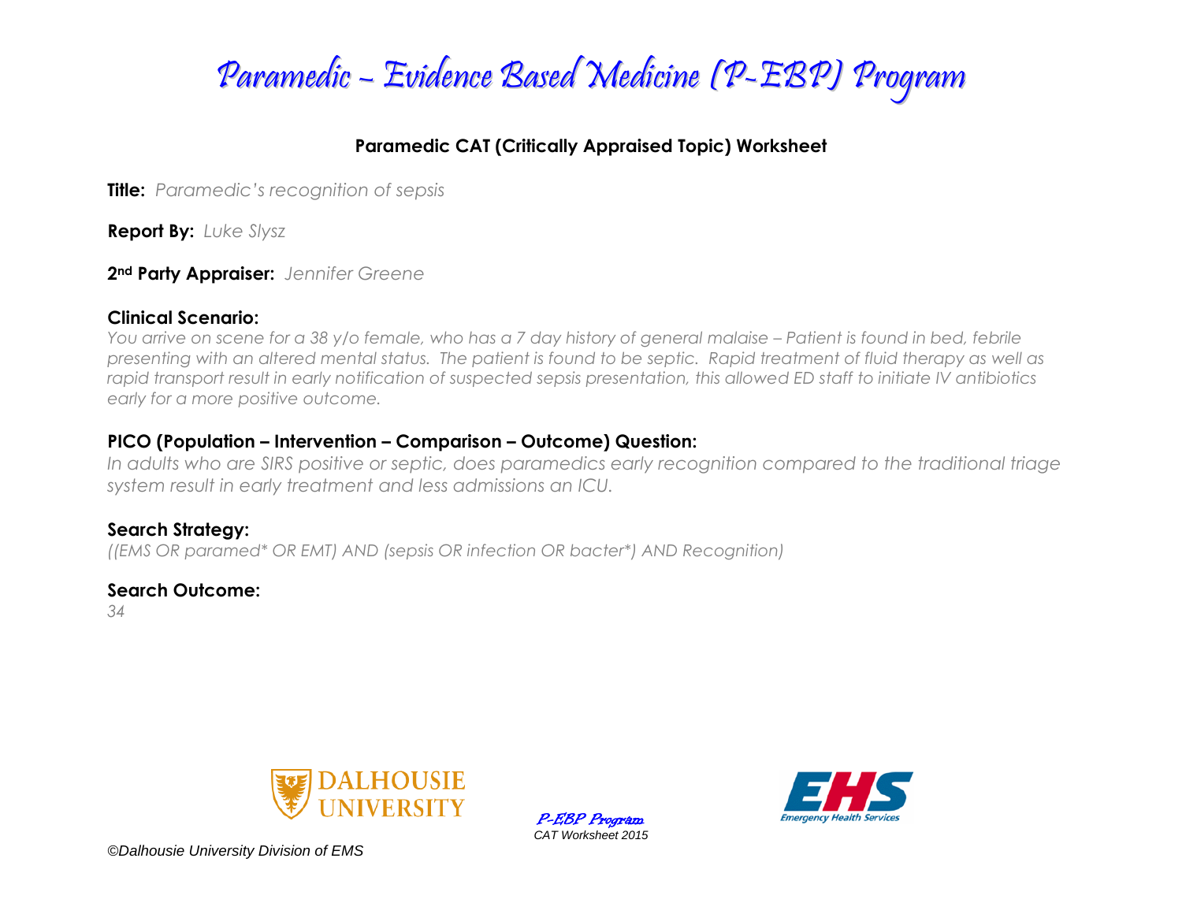# Paramedic – Evidence Based Medicine (P-EBP) Program

## Paramedic CAT (Critically Appraised Topic) Worksheet

**Title:** *Paramedic's recognition of sepsis*

**Report By:** *Luke Slysz*

**2nd Party Appraiser:** *Jennifer Greene*

### Clinical Scenario:

*You arrive on scene for a 38 y/o female, who has a 7 day history of general malaise – Patient is found in bed, febrile presenting with an altered mental status. The patient is found to be septic. Rapid treatment of fluid therapy as well as rapid transport result in early notification of suspected sepsis presentation, this allowed ED staff to initiate IV antibiotics early for a more positive outcome.*

### PICO (Population – Intervention – Comparison – Outcome) Question:

*In adults who are SIRS positive or septic, does paramedics early recognition compared to the traditional triage system result in early treatment and less admissions an ICU.*

### Search Strategy:

*((EMS OR paramed* OR EMT) AND (sepsis OR infection OR bacter*) AND Recognition)*

### Search Outcome:

*34*

©Dalhousie University Division of EMS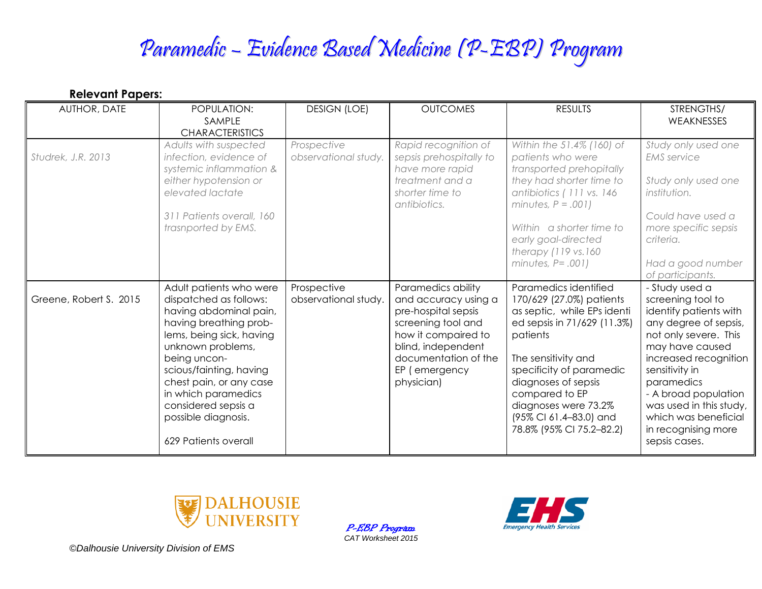# Paramedic – Evidence Based Medicine (P-EBP) Program

**Relevant Papers:**

| AUTHOR, DATE | POPULATION: SAMPLE CHARACTERISTICS | DESIGN (LOE) | OUTCOMES | RESULTS | STRENGTHS/ WEAKNESSES |
|---|---|---|---|---|---|
| *Studrek, J.R. 2013* | *Adults with suspected infection, evidence of systemic inflammation & either hypotension or elevated lactate*<br><br>*311 Patients overall, 160 trasnported by EMS.* | *Prospective observational study.* | *Rapid recognition of sepsis prehospitally to have more rapid treatment and a shorter time to antibiotics.* | *Within the 51.4% (160) of patients who were transported prehopitally they had shorter time to antibiotics ( 111 vs. 146 minutes, P = .001)*<br><br>*Within a shorter time to early goal-directed therapy (119 vs.160 minutes, P= .001)* | *Study only used one EMS service*<br><br>*Study only used one institution.*<br><br>*Could have used a more specific sepsis criteria.*<br><br>*Had a good number of participants.* |
| Greene, Robert S. 2015 | Adult patients who were dispatched as follows: having abdominal pain, having breathing prob-lems, being sick, having unknown problems, being uncon-scious/fainting, having chest pain, or any case in which paramedics considered sepsis a possible diagnosis.<br><br>629 Patients overall | Prospective observational study. | Paramedics ability and accuracy using a pre-hospital sepsis screening tool and how it compaired to blind, independent documentation of the EP ( emergency physician) | Paramedics identified 170/629 (27.0%) patients as septic, while EPs identi ed sepsis in 71/629 (11.3%) patients<br><br>The sensitivity and specificity of paramedic diagnoses of sepsis compared to EP diagnoses were 73.2% (95% CI 61.4–83.0) and 78.8% (95% CI 75.2–82.2) | - Study used a screening tool to identify patients with any degree of sepsis, not only severe. This may have caused increased recognition sensitivity in paramedics<br>- A broad population was used in this study, which was beneficial in recognising more sepsis cases. |

P-EBP Program
CAT Worksheet 2015

©Dalhousie University Division of EMS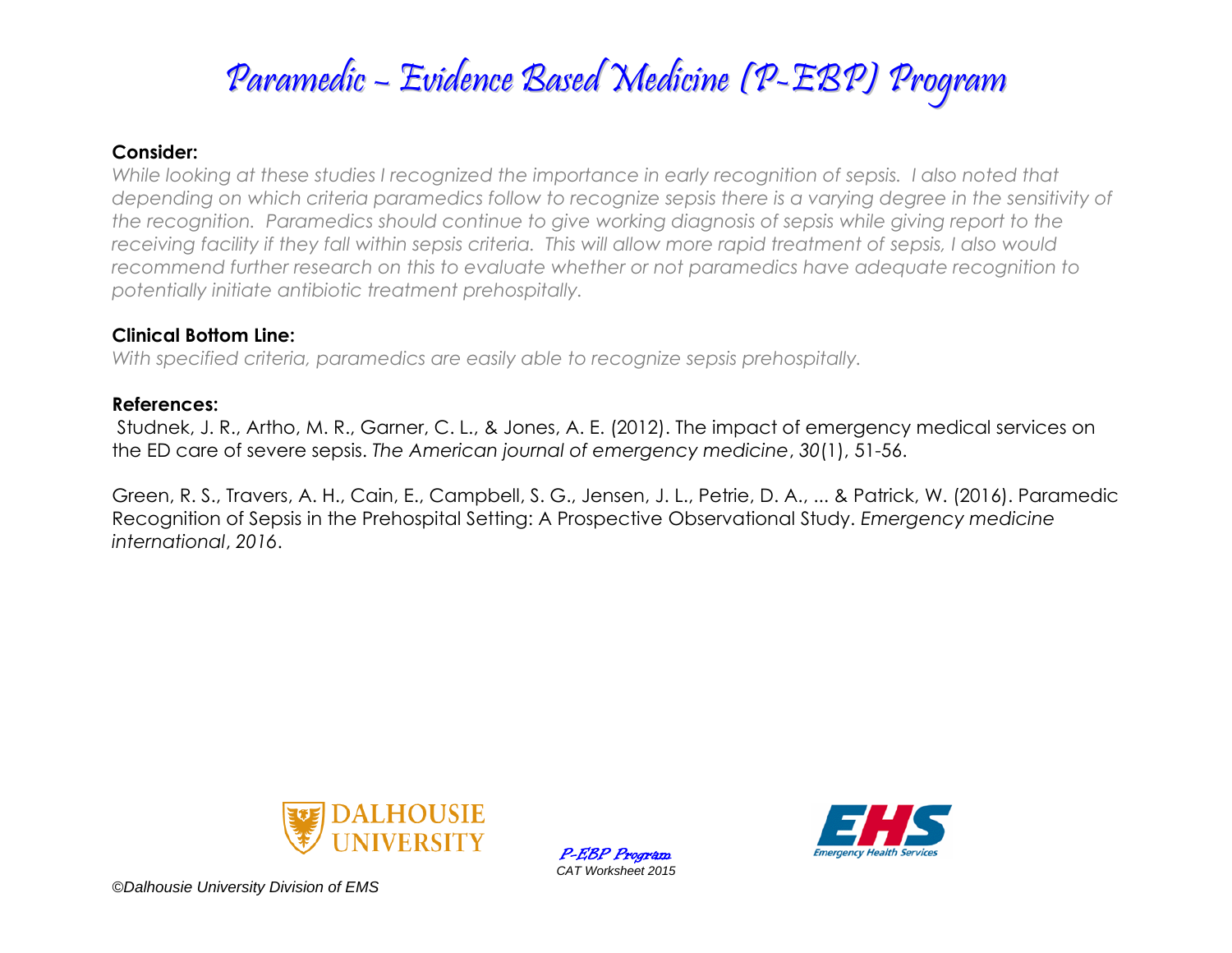**Consider:**

*While looking at these studies I recognized the importance in early recognition of sepsis. I also noted that depending on which criteria paramedics follow to recognize sepsis there is a varying degree in the sensitivity of the recognition. Paramedics should continue to give working diagnosis of sepsis while giving report to the receiving facility if they fall within sepsis criteria. This will allow more rapid treatment of sepsis, I also would recommend further research on this to evaluate whether or not paramedics have adequate recognition to potentially initiate antibiotic treatment prehospitally.*

**Clinical Bottom Line:**

*With specified criteria, paramedics are easily able to recognize sepsis prehospitally.*

**References:**

Studnek, J. R., Artho, M. R., Garner, C. L., & Jones, A. E. (2012). The impact of emergency medical services on the ED care of severe sepsis. *The American journal of emergency medicine*, *30*(1), 51-56.

Green, R. S., Travers, A. H., Cain, E., Campbell, S. G., Jensen, J. L., Petrie, D. A., ... & Patrick, W. (2016). Paramedic Recognition of Sepsis in the Prehospital Setting: A Prospective Observational Study. *Emergency medicine international*, *2016*.